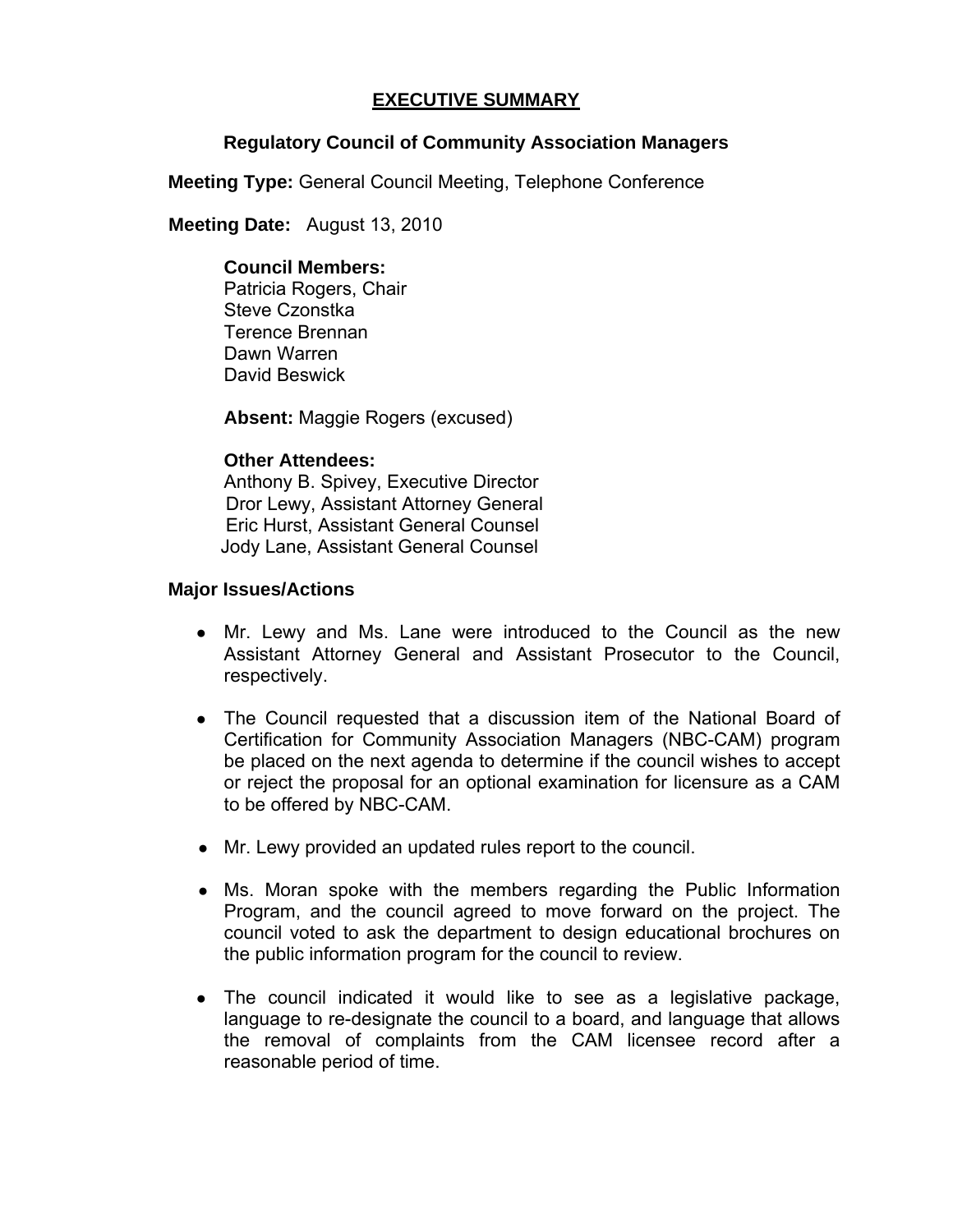# EXECUTIVE SUMMARY

## Regulatory Council of Community Association Managers

**Meeting Type:** General Council Meeting, Telephone Conference

**Meeting Date:** August 13, 2010

**Council Members:**
Patricia Rogers, Chair
Steve Czonstka
Terence Brennan
Dawn Warren
David Beswick

**Absent:** Maggie Rogers (excused)

**Other Attendees:**
Anthony B. Spivey, Executive Director
Dror Lewy, Assistant Attorney General
Eric Hurst, Assistant General Counsel
Jody Lane, Assistant General Counsel

**Major Issues/Actions**

- Mr. Lewy and Ms. Lane were introduced to the Council as the new Assistant Attorney General and Assistant Prosecutor to the Council, respectively.
- The Council requested that a discussion item of the National Board of Certification for Community Association Managers (NBC-CAM) program be placed on the next agenda to determine if the council wishes to accept or reject the proposal for an optional examination for licensure as a CAM to be offered by NBC-CAM.
- Mr. Lewy provided an updated rules report to the council.
- Ms. Moran spoke with the members regarding the Public Information Program, and the council agreed to move forward on the project. The council voted to ask the department to design educational brochures on the public information program for the council to review.
- The council indicated it would like to see as a legislative package, language to re-designate the council to a board, and language that allows the removal of complaints from the CAM licensee record after a reasonable period of time.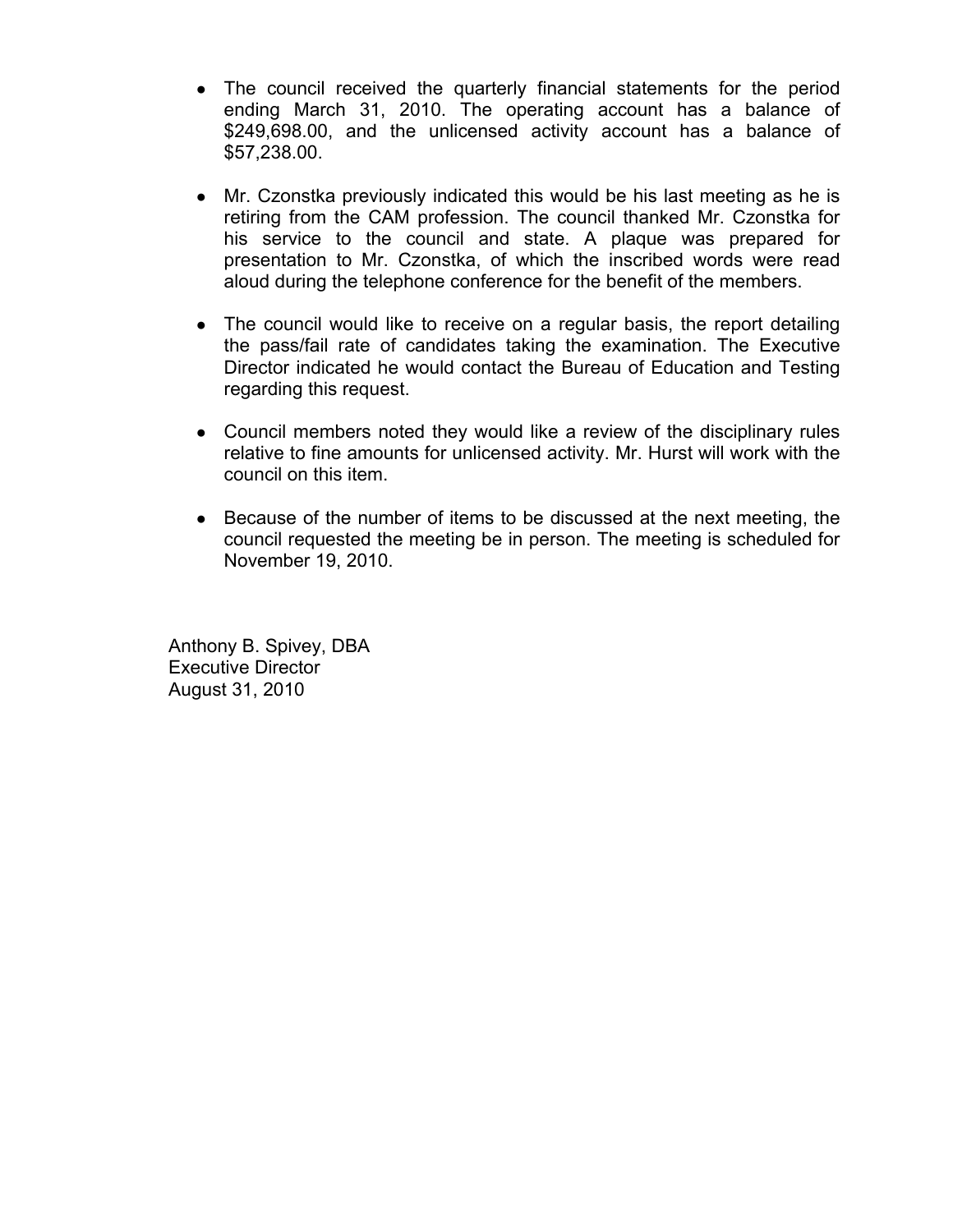- The council received the quarterly financial statements for the period ending March 31, 2010. The operating account has a balance of $249,698.00, and the unlicensed activity account has a balance of $57,238.00.

- Mr. Czonstka previously indicated this would be his last meeting as he is retiring from the CAM profession. The council thanked Mr. Czonstka for his service to the council and state. A plaque was prepared for presentation to Mr. Czonstka, of which the inscribed words were read aloud during the telephone conference for the benefit of the members.

- The council would like to receive on a regular basis, the report detailing the pass/fail rate of candidates taking the examination. The Executive Director indicated he would contact the Bureau of Education and Testing regarding this request.

- Council members noted they would like a review of the disciplinary rules relative to fine amounts for unlicensed activity. Mr. Hurst will work with the council on this item.

- Because of the number of items to be discussed at the next meeting, the council requested the meeting be in person. The meeting is scheduled for November 19, 2010.

Anthony B. Spivey, DBA
Executive Director
August 31, 2010